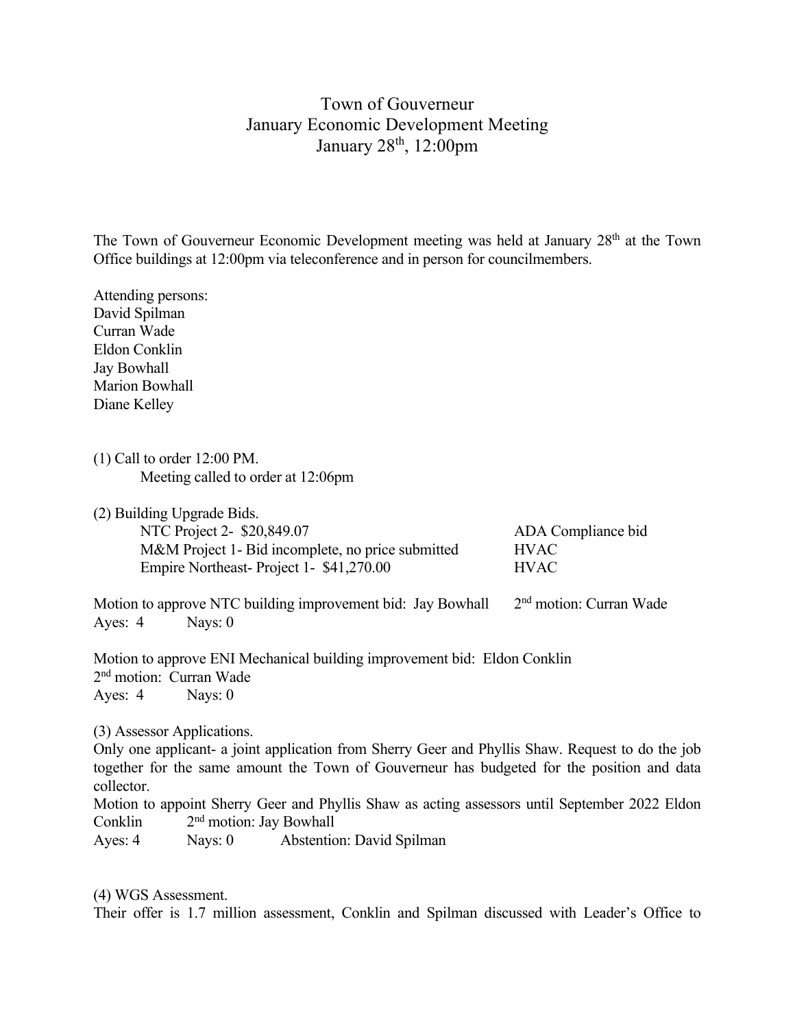# Town of Gouverneur
## January Economic Development Meeting
### January 28th, 12:00pm

The Town of Gouverneur Economic Development meeting was held at January 28th at the Town Office buildings at 12:00pm via teleconference and in person for councilmembers.

Attending persons:
David Spilman
Curran Wade
Eldon Conklin
Jay Bowhall
Marion Bowhall
Diane Kelley

(1) Call to order 12:00 PM.
Meeting called to order at 12:06pm

(2) Building Upgrade Bids.

| | |
|---|---|
| NTC Project 2- $20,849.07 | ADA Compliance bid |
| M&M Project 1- Bid incomplete, no price submitted | HVAC |
| Empire Northeast- Project 1- $41,270.00 | HVAC |

Motion to approve NTC building improvement bid: Jay Bowhall 2nd motion: Curran Wade
Ayes: 4 Nays: 0

Motion to approve ENI Mechanical building improvement bid: Eldon Conklin
2nd motion: Curran Wade
Ayes: 4 Nays: 0

(3) Assessor Applications.
Only one applicant- a joint application from Sherry Geer and Phyllis Shaw. Request to do the job together for the same amount the Town of Gouverneur has budgeted for the position and data collector.
Motion to appoint Sherry Geer and Phyllis Shaw as acting assessors until September 2022 Eldon Conklin 2nd motion: Jay Bowhall
Ayes: 4 Nays: 0 Abstention: David Spilman

(4) WGS Assessment.
Their offer is 1.7 million assessment, Conklin and Spilman discussed with Leader's Office to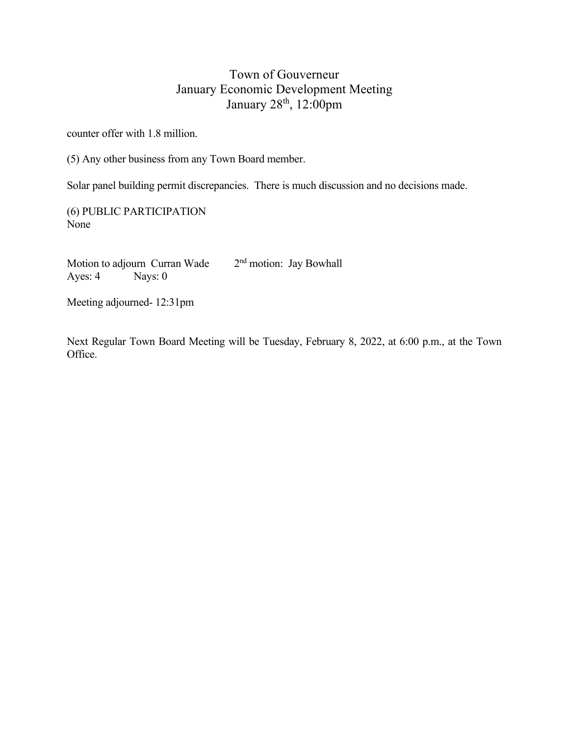counter offer with 1.8 million.

(5) Any other business from any Town Board member.

Solar panel building permit discrepancies. There is much discussion and no decisions made.

(6) PUBLIC PARTICIPATION
None

Motion to adjourn Curran Wade 2nd motion: Jay Bowhall
Ayes: 4 Nays: 0

Meeting adjourned- 12:31pm

Next Regular Town Board Meeting will be Tuesday, February 8, 2022, at 6:00 p.m., at the Town Office.